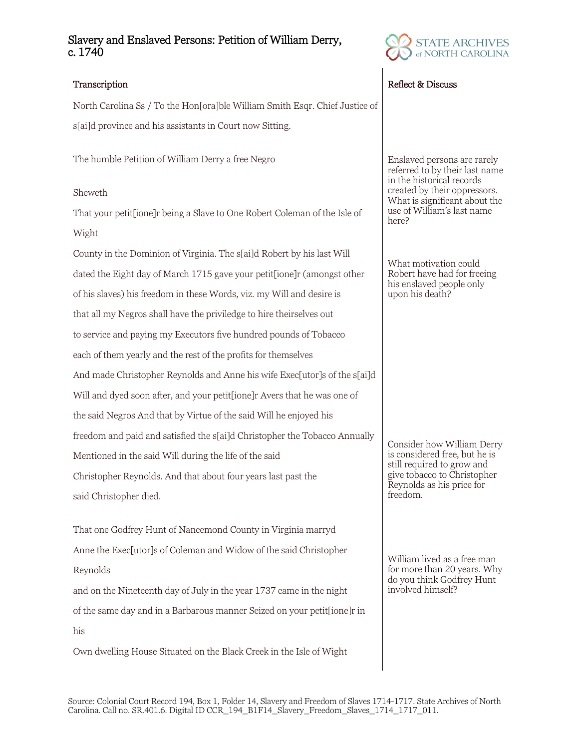# Slavery and Enslaved Persons: Petition of William Derry, c. 1740

## Transcription

North Carolina Ss / To the Hon[ora]ble William Smith Esqr. Chief Justice of s[ai]d province and his assistants in Court now Sitting.

The humble Petition of William Derry a free Negro

Sheweth

That your petit[ione]r being a Slave to One Robert Coleman of the Isle of Wight

County in the Dominion of Virginia. The s[ai]d Robert by his last Will dated the Eight day of March 1715 gave your petit[ione]r (amongst other of his slaves) his freedom in these Words, viz. my Will and desire is that all my Negros shall have the priviledge to hire theirselves out to service and paying my Executors five hundred pounds of Tobacco each of them yearly and the rest of the profits for themselves And made Christopher Reynolds and Anne his wife Exec[utor]s of the s[ai]d Will and dyed soon after, and your petit[ione]r Avers that he was one of the said Negros And that by Virtue of the said Will he enjoyed his freedom and paid and satisfied the s[ai]d Christopher the Tobacco Annually Mentioned in the said Will during the life of the said Christopher Reynolds. And that about four years last past the said Christopher died.

That one Godfrey Hunt of Nancemond County in Virginia marryd Anne the Exec[utor]s of Coleman and Widow of the said Christopher Reynolds

and on the Nineteenth day of July in the year 1737 came in the night of the same day and in a Barbarous manner Seized on your petit[ione]r in his

Own dwelling House Situated on the Black Creek in the Isle of Wight

## Reflect & Discuss

Enslaved persons are rarely referred to by their last name in the historical records created by their oppressors. What is significant about the use of William's last name here?

What motivation could Robert have had for freeing his enslaved people only upon his death?

Consider how William Derry is considered free, but he is still required to grow and give tobacco to Christopher Reynolds as his price for freedom.

William lived as a free man for more than 20 years. Why do you think Godfrey Hunt involved himself?

Source: Colonial Court Record 194, Box 1, Folder 14, Slavery and Freedom of Slaves 1714-1717. State Archives of North Carolina. Call no. SR.401.6. Digital ID CCR_194_B1F14_Slavery_Freedom_Slaves_1714_1717_011.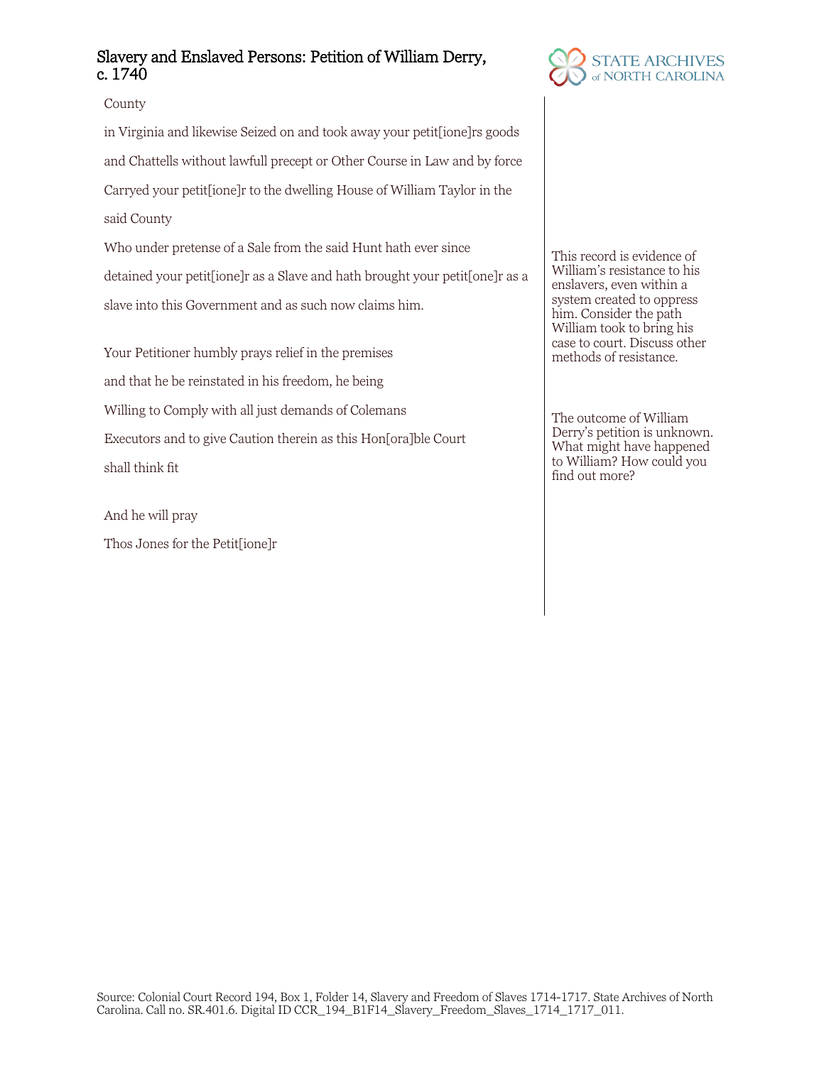# Slavery and Enslaved Persons: Petition of William Derry, c. 1740

County

in Virginia and likewise Seized on and took away your petit[ione]rs goods

and Chattells without lawfull precept or Other Course in Law and by force

Carryed your petit[ione]r to the dwelling House of William Taylor in the

said County

Who under pretense of a Sale from the said Hunt hath ever since

detained your petit[ione]r as a Slave and hath brought your petit[one]r as a

slave into this Government and as such now claims him.

Your Petitioner humbly prays relief in the premises

and that he be reinstated in his freedom, he being

Willing to Comply with all just demands of Colemans

Executors and to give Caution therein as this Hon[ora]ble Court

shall think fit

And he will pray

Thos Jones for the Petit[ione]r

This record is evidence of William's resistance to his enslavers, even within a system created to oppress him. Consider the path William took to bring his case to court. Discuss other methods of resistance.

The outcome of William Derry's petition is unknown. What might have happened to William? How could you find out more?

Source: Colonial Court Record 194, Box 1, Folder 14, Slavery and Freedom of Slaves 1714-1717. State Archives of North Carolina. Call no. SR.401.6. Digital ID CCR_194_B1F14_Slavery_Freedom_Slaves_1714_1717_011.